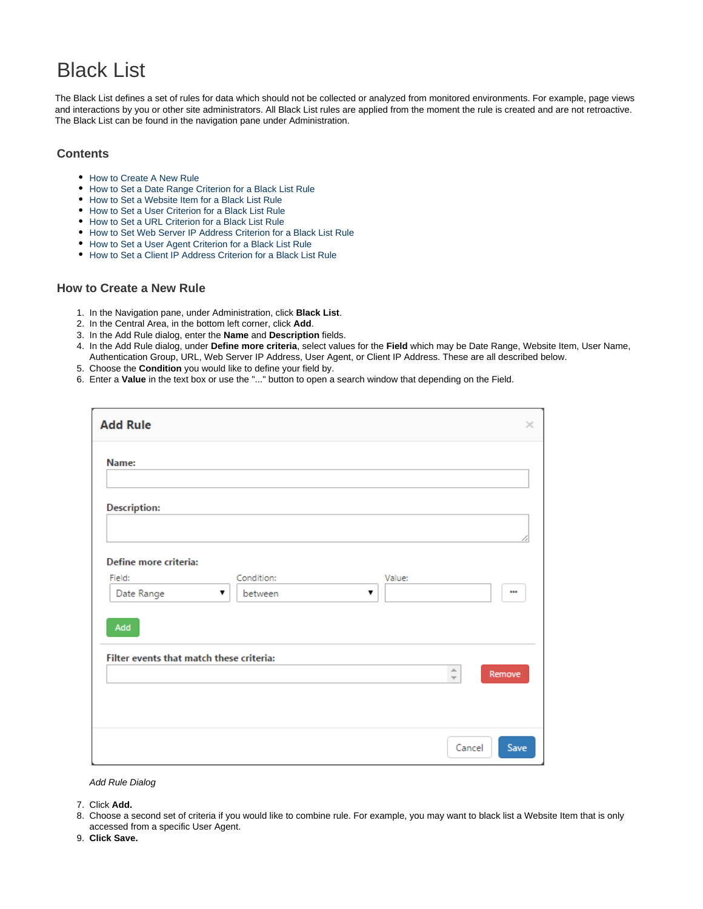# Black List

The Black List defines a set of rules for data which should not be collected or analyzed from monitored environments. For example, page views and interactions by you or other site administrators. All Black List rules are applied from the moment the rule is created and are not retroactive. The Black List can be found in the navigation pane under Administration.

## Contents

- How to Create A New Rule
- How to Set a Date Range Criterion for a Black List Rule
- How to Set a Website Item for a Black List Rule
- How to Set a User Criterion for a Black List Rule
- How to Set a URL Criterion for a Black List Rule
- How to Set Web Server IP Address Criterion for a Black List Rule
- How to Set a User Agent Criterion for a Black List Rule
- How to Set a Client IP Address Criterion for a Black List Rule

## How to Create a New Rule

1. In the Navigation pane, under Administration, click **Black List**.
2. In the Central Area, in the bottom left corner, click **Add**.
3. In the Add Rule dialog, enter the **Name** and **Description** fields.
4. In the Add Rule dialog, under **Define more criteria**, select values for the **Field** which may be Date Range, Website Item, User Name, Authentication Group, URL, Web Server IP Address, User Agent, or Client IP Address. These are all described below.
5. Choose the **Condition** you would like to define your field by.
6. Enter a **Value** in the text box or use the "..." button to open a search window that depending on the Field.

*Add Rule Dialog*

7. Click **Add.**
8. Choose a second set of criteria if you would like to combine rule. For example, you may want to black list a Website Item that is only accessed from a specific User Agent.
9. **Click Save.**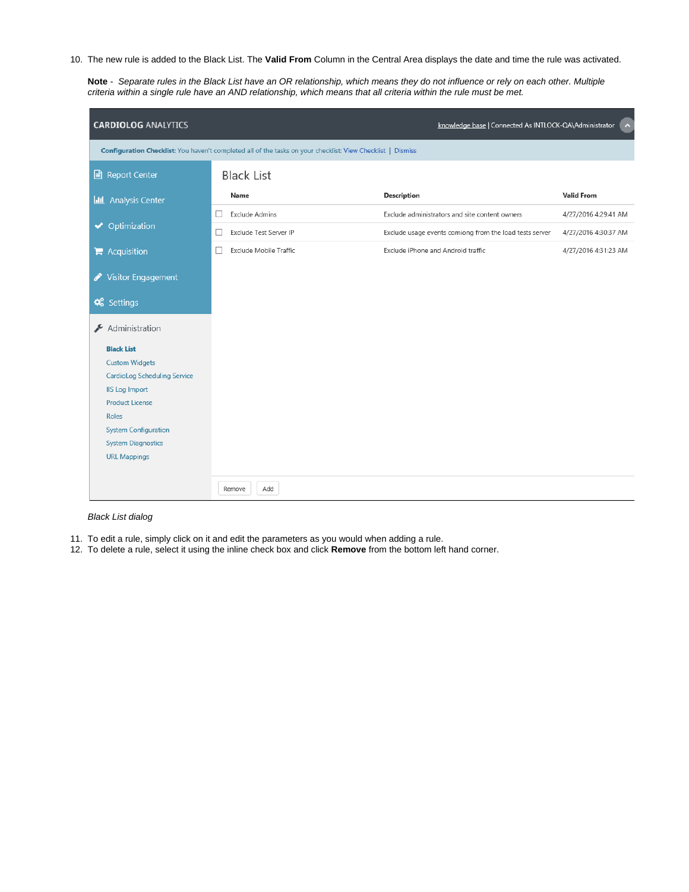10. The new rule is added to the Black List. The **Valid From** Column in the Central Area displays the date and time the rule was activated.

    **Note** - *Separate rules in the Black List have an OR relationship, which means they do not influence or rely on each other. Multiple criteria within a single rule have an AND relationship, which means that all criteria within the rule must be met.*

    *Black List dialog*

11. To edit a rule, simply click on it and edit the parameters as you would when adding a rule.
12. To delete a rule, select it using the inline check box and click **Remove** from the bottom left hand corner.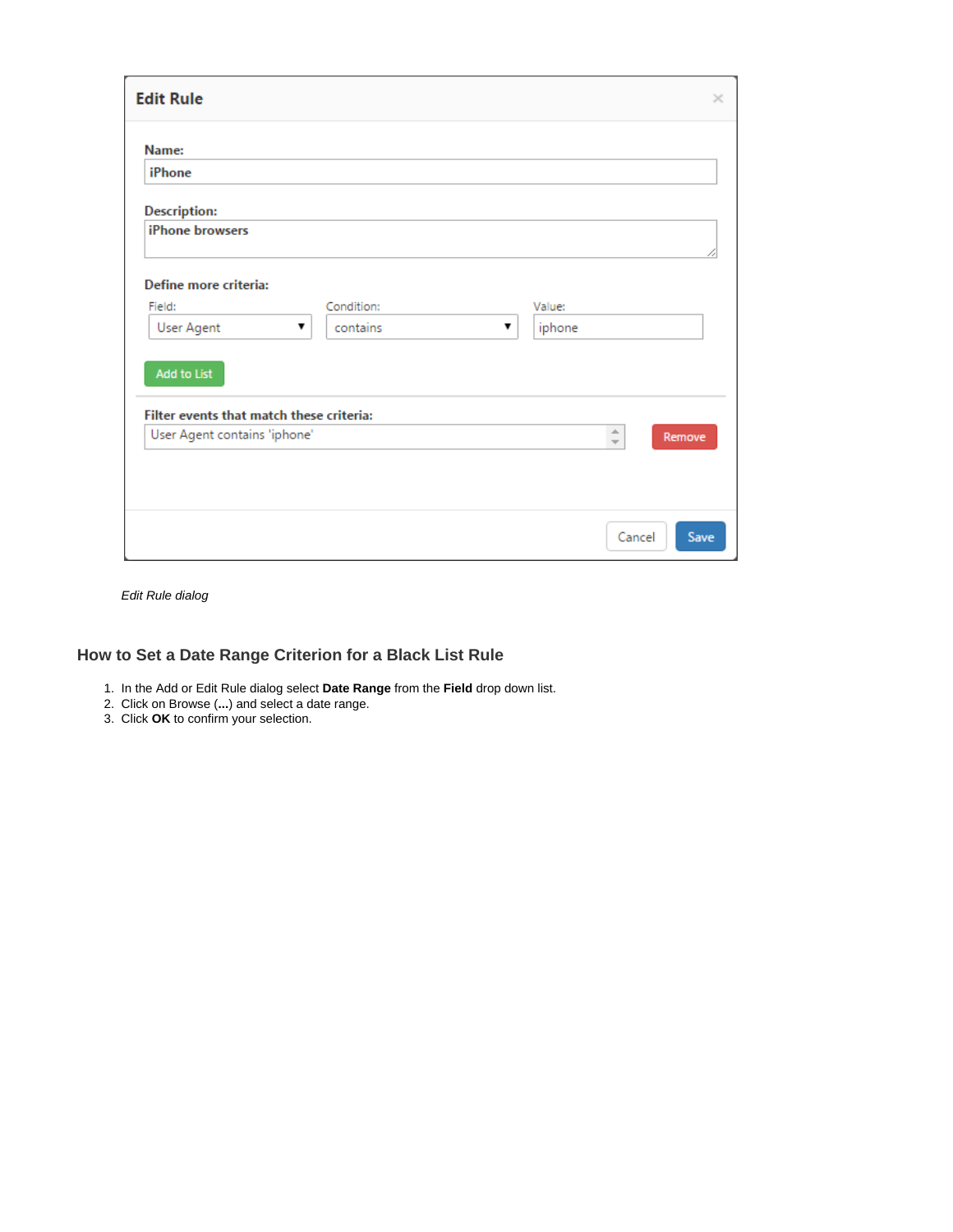*Edit Rule dialog*

## How to Set a Date Range Criterion for a Black List Rule

1. In the Add or Edit Rule dialog select **Date Range** from the **Field** drop down list.
2. Click on Browse (**...**) and select a date range.
3. Click **OK** to confirm your selection.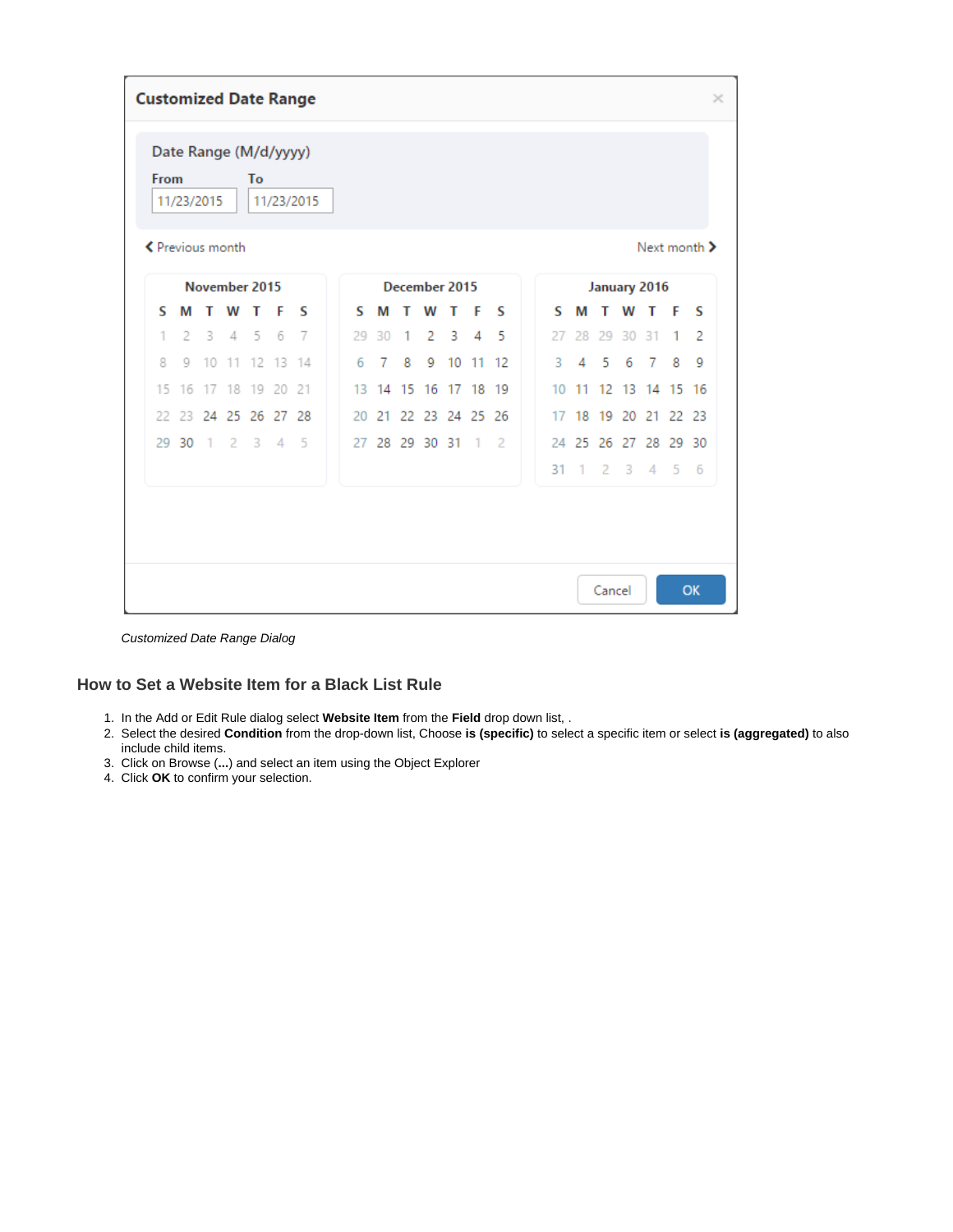Customized Date Range

Date Range (M/d/yyyy)

From 11/23/2015 To 11/23/2015

Previous month    Next month

| November 2015 | | | | | | |
|---|---|---|---|---|---|---|
| S | M | T | W | T | F | S |
| 1 | 2 | 3 | 4 | 5 | 6 | 7 |
| 8 | 9 | 10 | 11 | 12 | 13 | 14 |
| 15 | 16 | 17 | 18 | 19 | 20 | 21 |
| 22 | 23 | 24 | 25 | 26 | 27 | 28 |
| 29 | 30 | 1 | 2 | 3 | 4 | 5 |

| December 2015 | | | | | | |
|---|---|---|---|---|---|---|
| S | M | T | W | T | F | S |
| 29 | 30 | 1 | 2 | 3 | 4 | 5 |
| 6 | 7 | 8 | 9 | 10 | 11 | 12 |
| 13 | 14 | 15 | 16 | 17 | 18 | 19 |
| 20 | 21 | 22 | 23 | 24 | 25 | 26 |
| 27 | 28 | 29 | 30 | 31 | 1 | 2 |

| January 2016 | | | | | | |
|---|---|---|---|---|---|---|
| S | M | T | W | T | F | S |
| 27 | 28 | 29 | 30 | 31 | 1 | 2 |
| 3 | 4 | 5 | 6 | 7 | 8 | 9 |
| 10 | 11 | 12 | 13 | 14 | 15 | 16 |
| 17 | 18 | 19 | 20 | 21 | 22 | 23 |
| 24 | 25 | 26 | 27 | 28 | 29 | 30 |
| 31 | 1 | 2 | 3 | 4 | 5 | 6 |

Cancel    OK

*Customized Date Range Dialog*

### How to Set a Website Item for a Black List Rule

1. In the Add or Edit Rule dialog select **Website Item** from the **Field** drop down list, .
2. Select the desired **Condition** from the drop-down list, Choose **is (specific)** to select a specific item or select **is (aggregated)** to also include child items.
3. Click on Browse (**...**) and select an item using the Object Explorer
4. Click **OK** to confirm your selection.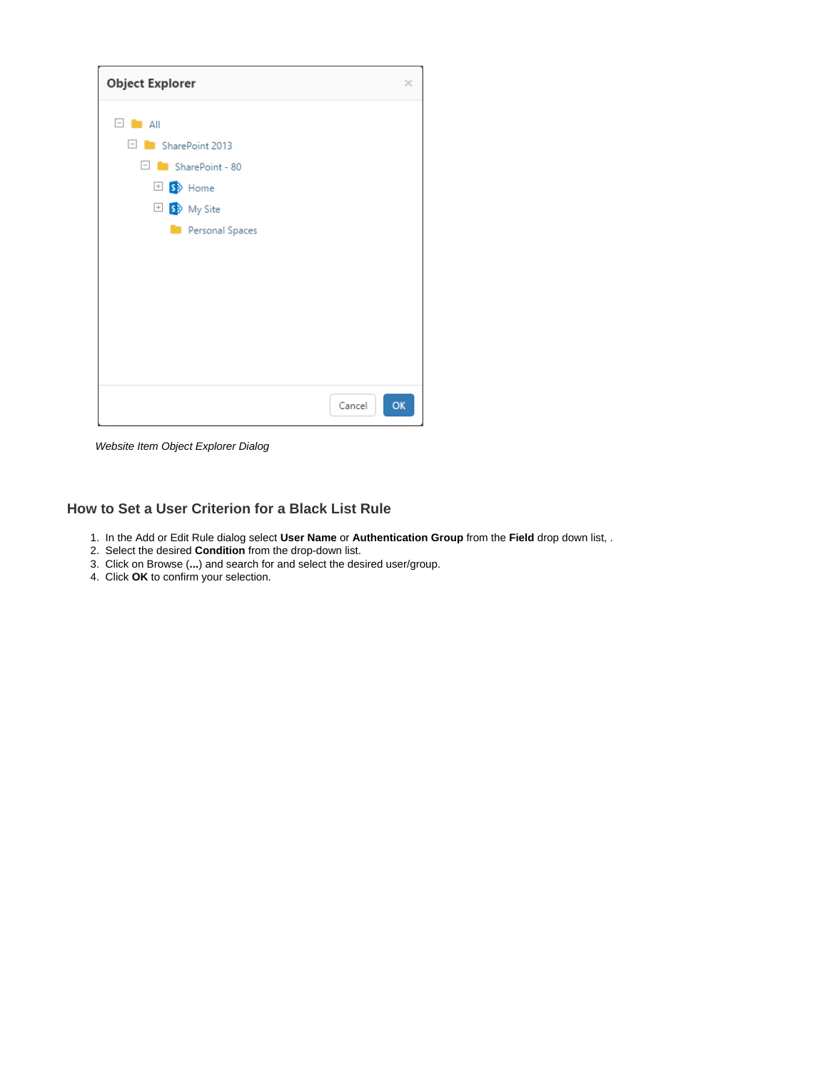*Website Item Object Explorer Dialog*

## How to Set a User Criterion for a Black List Rule

1. In the Add or Edit Rule dialog select **User Name** or **Authentication Group** from the **Field** drop down list, .
2. Select the desired **Condition** from the drop-down list.
3. Click on Browse (**...**) and search for and select the desired user/group.
4. Click **OK** to confirm your selection.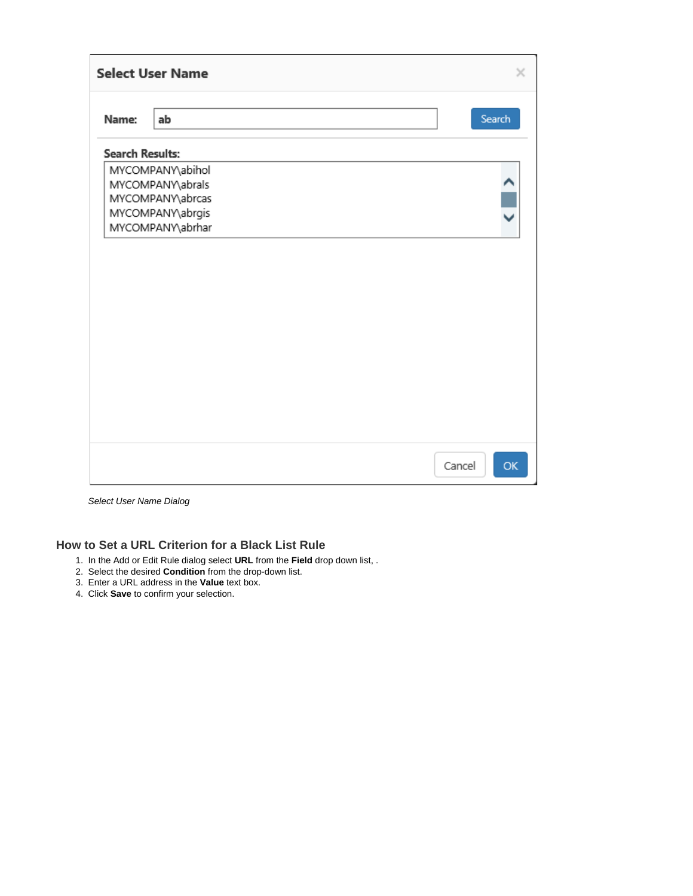*Select User Name Dialog*

### How to Set a URL Criterion for a Black List Rule

1. In the Add or Edit Rule dialog select **URL** from the **Field** drop down list, .
2. Select the desired **Condition** from the drop-down list.
3. Enter a URL address in the **Value** text box.
4. Click **Save** to confirm your selection.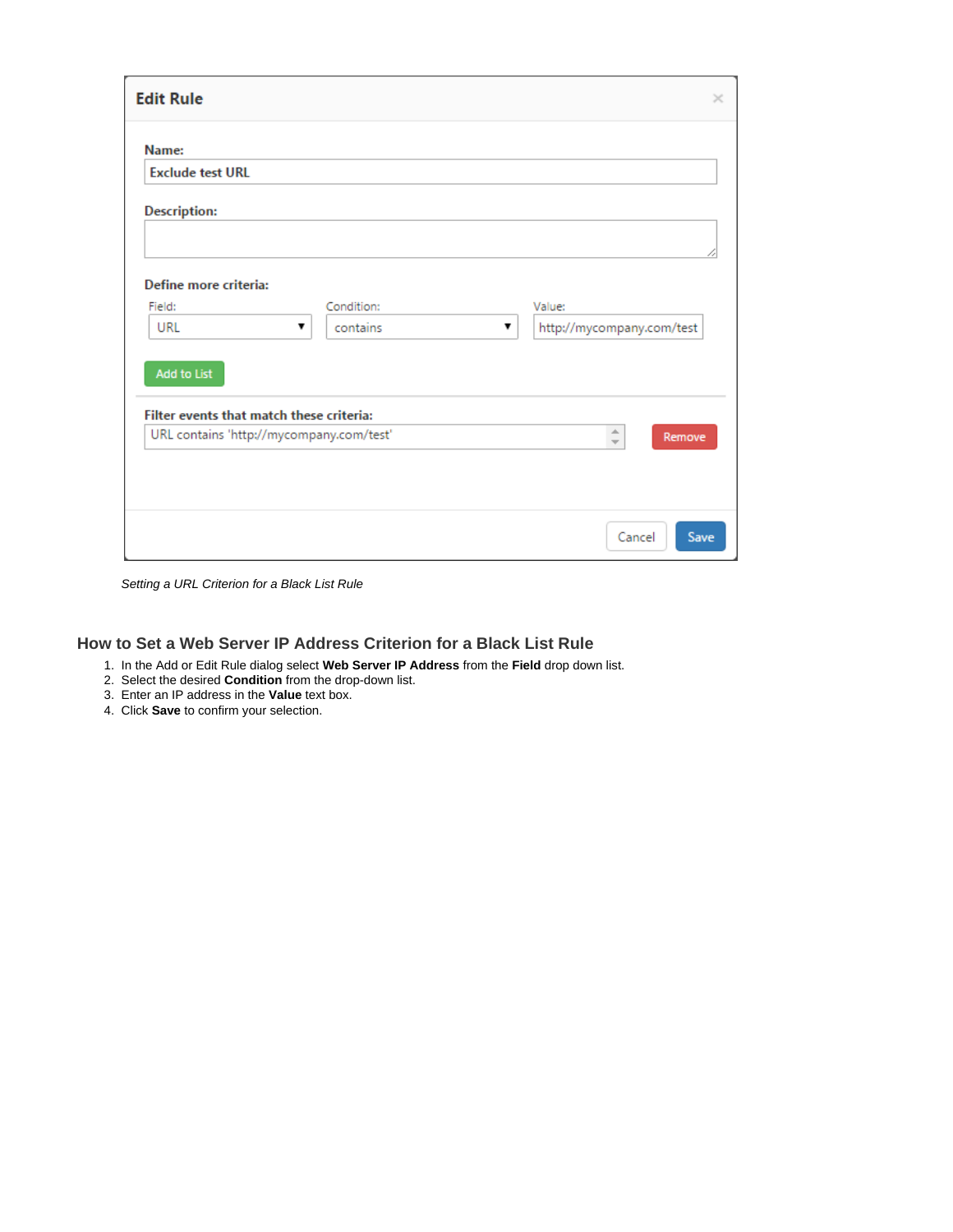*Setting a URL Criterion for a Black List Rule*

## How to Set a Web Server IP Address Criterion for a Black List Rule

1. In the Add or Edit Rule dialog select **Web Server IP Address** from the **Field** drop down list.
2. Select the desired **Condition** from the drop-down list.
3. Enter an IP address in the **Value** text box.
4. Click **Save** to confirm your selection.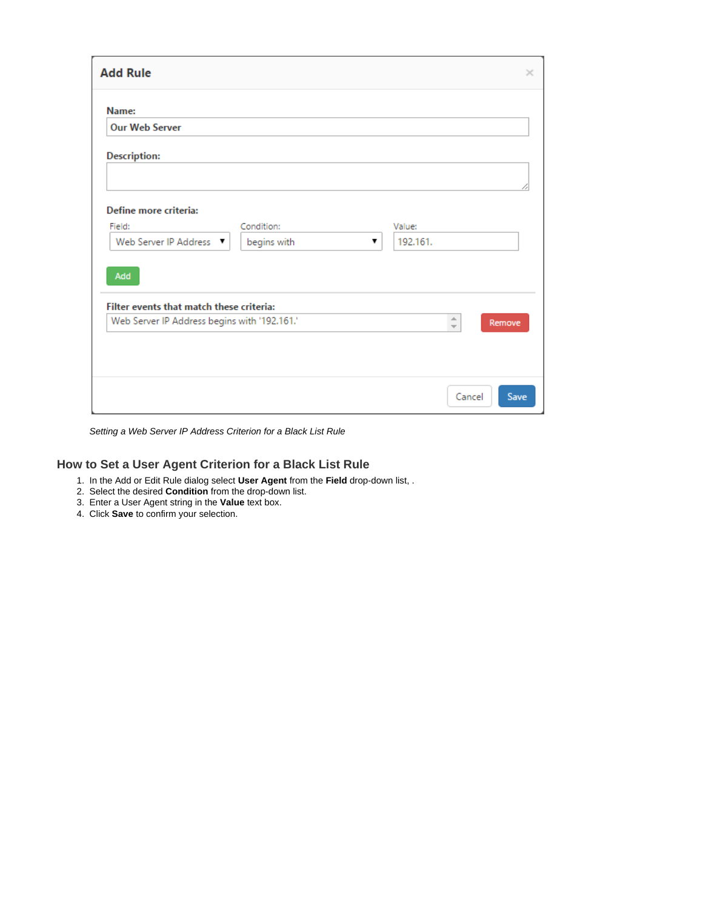*Setting a Web Server IP Address Criterion for a Black List Rule*

### How to Set a User Agent Criterion for a Black List Rule

1. In the Add or Edit Rule dialog select **User Agent** from the **Field** drop-down list, .
2. Select the desired **Condition** from the drop-down list.
3. Enter a User Agent string in the **Value** text box.
4. Click **Save** to confirm your selection.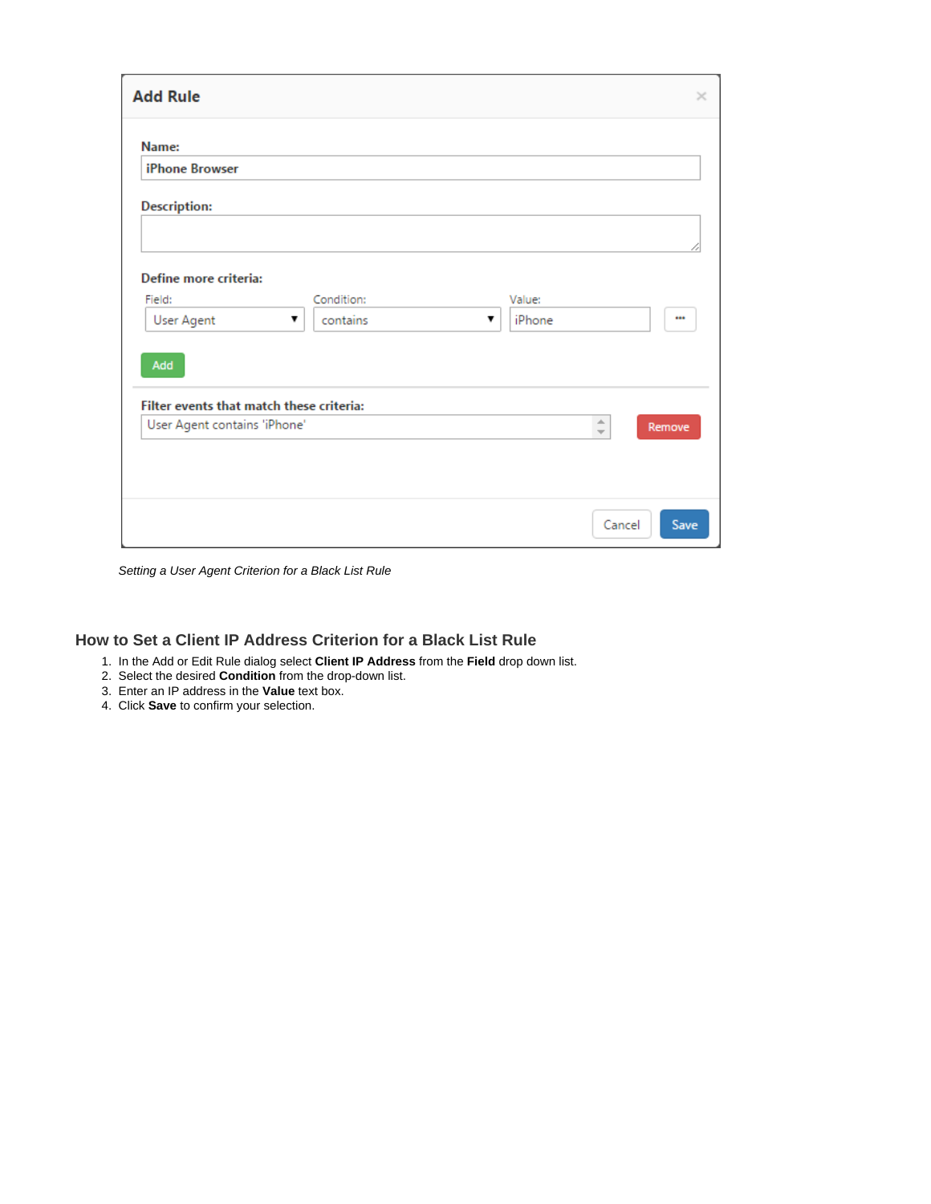*Setting a User Agent Criterion for a Black List Rule*

## How to Set a Client IP Address Criterion for a Black List Rule

1. In the Add or Edit Rule dialog select **Client IP Address** from the **Field** drop down list.
2. Select the desired **Condition** from the drop-down list.
3. Enter an IP address in the **Value** text box.
4. Click **Save** to confirm your selection.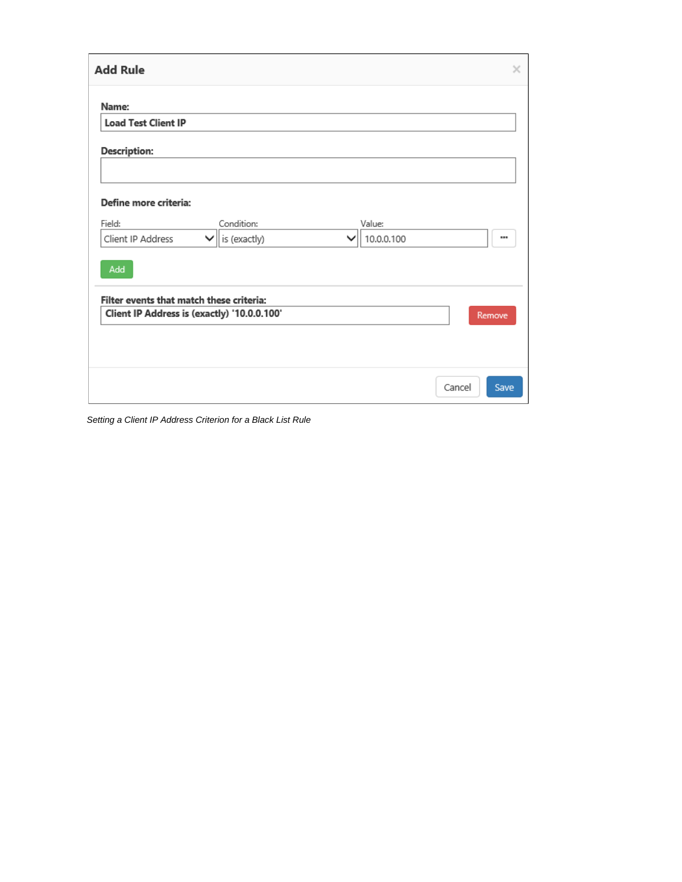## Add Rule

**Name:**

Load Test Client IP

**Description:**

**Define more criteria:**

| Field: | Condition: | Value: |
| --- | --- | --- |
| Client IP Address | is (exactly) | 10.0.0.100 |

Add

**Filter events that match these criteria:**

Client IP Address is (exactly) '10.0.0.100'

Remove

Cancel Save

*Setting a Client IP Address Criterion for a Black List Rule*